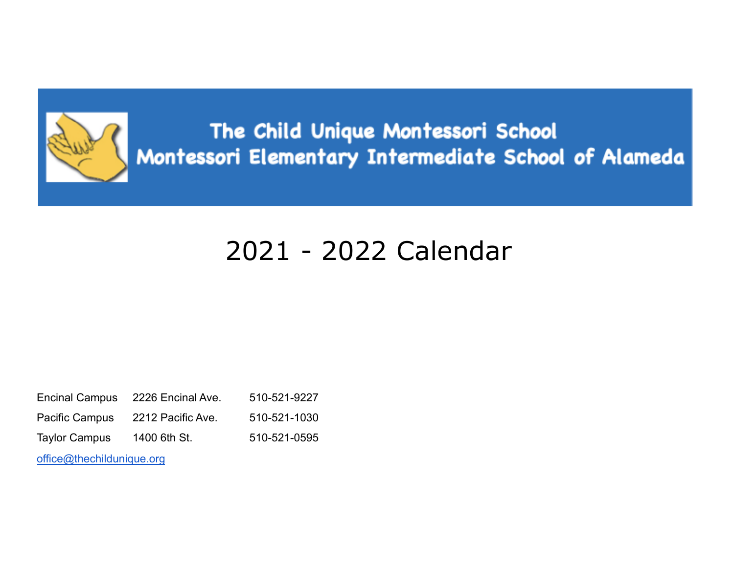# The Child Unique Montessori School
# Montessori Elementary Intermediate School of Alameda

## 2021 - 2022 Calendar

| | | |
|---|---|---|
| Encinal Campus | 2226 Encinal Ave. | 510-521-9227 |
| Pacific Campus | 2212 Pacific Ave. | 510-521-1030 |
| Taylor Campus | 1400 6th St. | 510-521-0595 |

office@thechildunique.org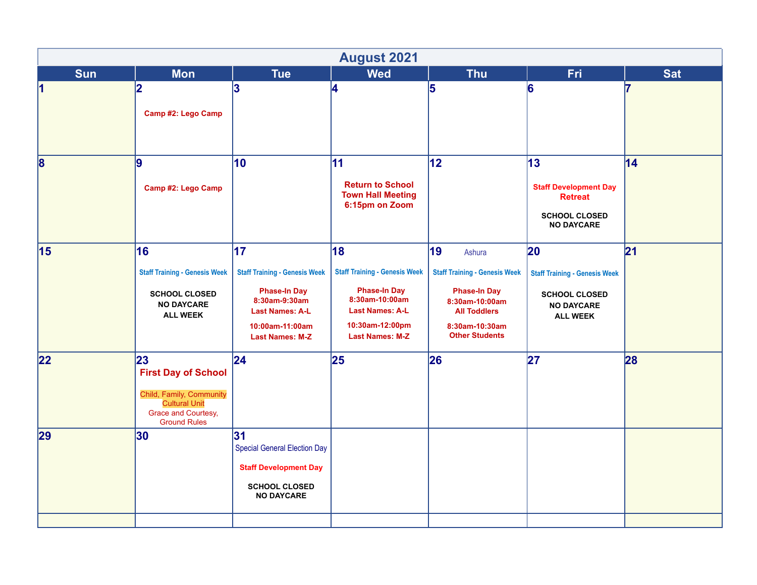# August 2021

| Sun | Mon | Tue | Wed | Thu | Fri | Sat |
|---|---|---|---|---|---|---|
| 1 | 2<br>Camp #2: Lego Camp | 3 | 4 | 5 | 6 | 7 |
| 8 | 9<br>Camp #2: Lego Camp | 10 | 11<br>Return to School Town Hall Meeting 6:15pm on Zoom | 12 | 13<br>Staff Development Day Retreat<br>SCHOOL CLOSED NO DAYCARE | 14 |
| 15 | 16<br>Staff Training - Genesis Week<br>SCHOOL CLOSED NO DAYCARE ALL WEEK | 17<br>Staff Training - Genesis Week<br>Phase-In Day 8:30am-9:30am Last Names: A-L<br>10:00am-11:00am Last Names: M-Z | 18<br>Staff Training - Genesis Week<br>Phase-In Day 8:30am-10:00am Last Names: A-L<br>10:30am-12:00pm Last Names: M-Z | 19 Ashura<br>Staff Training - Genesis Week<br>Phase-In Day 8:30am-10:00am All Toddlers<br>8:30am-10:30am Other Students | 20<br>Staff Training - Genesis Week<br>SCHOOL CLOSED NO DAYCARE ALL WEEK | 21 |
| 22 | 23<br>**First Day of School**<br>Child, Family, Community Cultural Unit<br>Grace and Courtesy, Ground Rules | 24 | 25 | 26 | 27 | 28 |
| 29 | 30 | 31<br>Special General Election Day<br>Staff Development Day<br>SCHOOL CLOSED NO DAYCARE | | | | |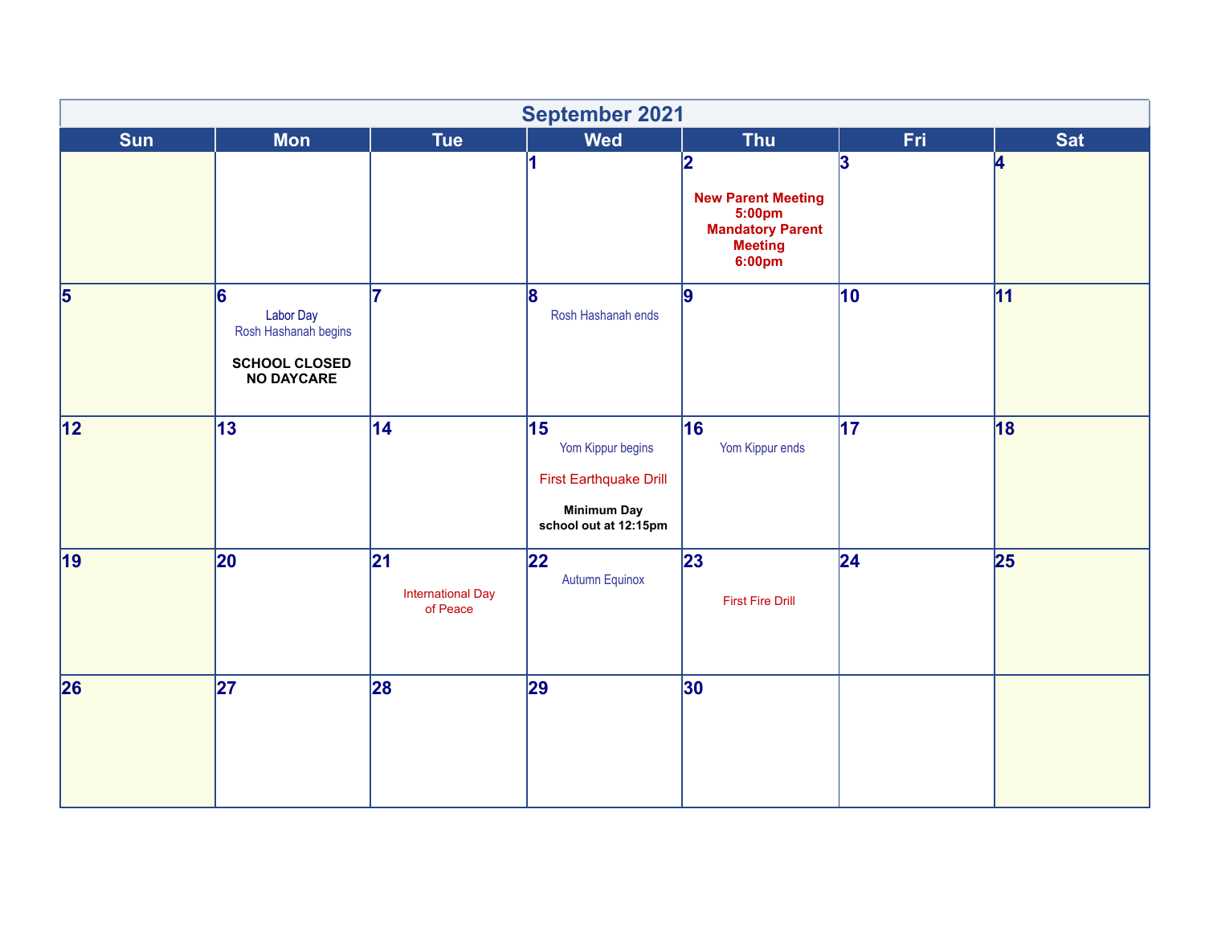# September 2021

| Sun | Mon | Tue | Wed | Thu | Fri | Sat |
|---|---|---|---|---|---|---|
| | | | 1 | 2 **New Parent Meeting 5:00pm** **Mandatory Parent Meeting 6:00pm** | 3 | 4 |
| 5 | 6 Labor Day Rosh Hashanah begins **SCHOOL CLOSED NO DAYCARE** | 7 | 8 Rosh Hashanah ends | 9 | 10 | 11 |
| 12 | 13 | 14 | 15 Yom Kippur begins First Earthquake Drill **Minimum Day school out at 12:15pm** | 16 Yom Kippur ends | 17 | 18 |
| 19 | 20 | 21 International Day of Peace | 22 Autumn Equinox | 23 First Fire Drill | 24 | 25 |
| 26 | 27 | 28 | 29 | 30 | | |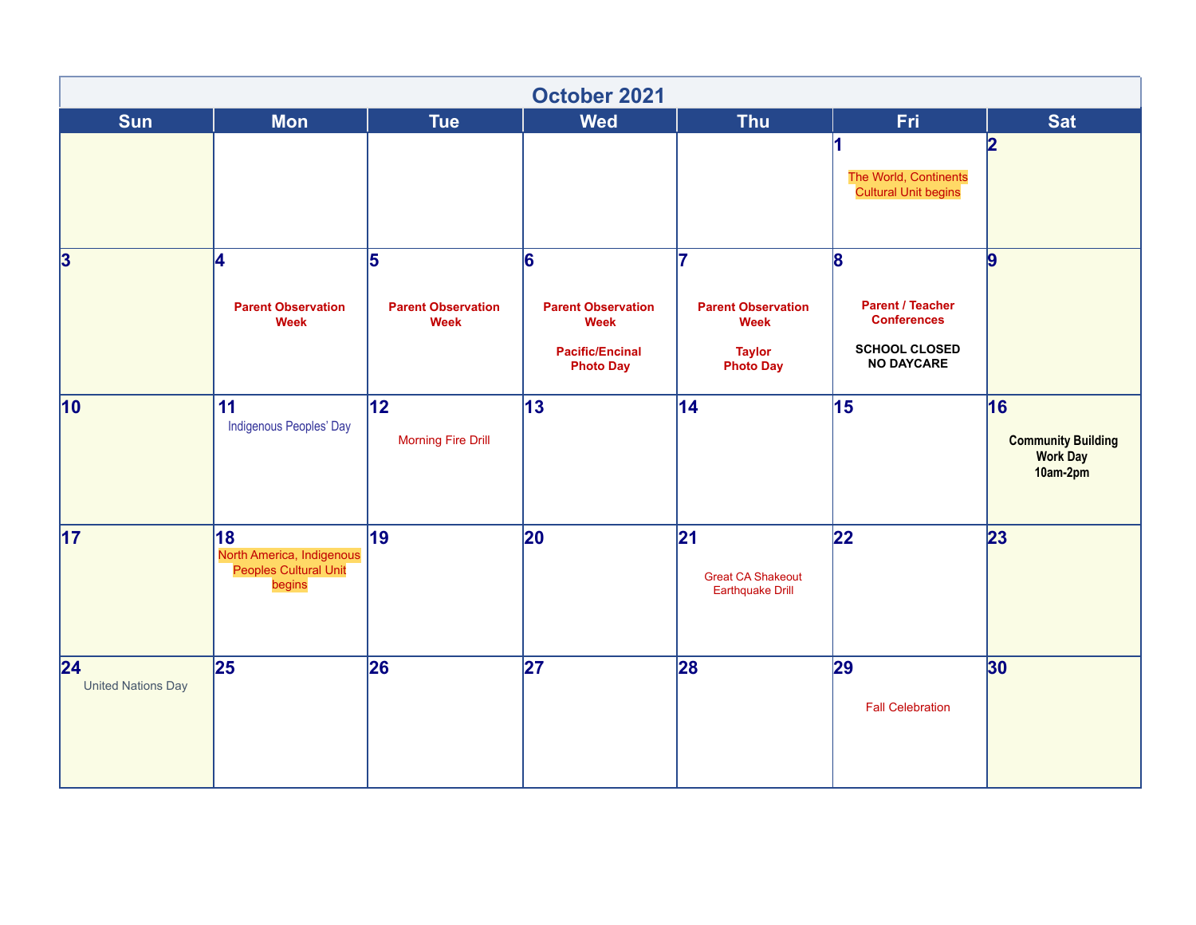# October 2021

| Sun | Mon | Tue | Wed | Thu | Fri | Sat |
|---|---|---|---|---|---|---|
| | | | | | 1 The World, Continents Cultural Unit begins | 2 |
| 3 | 4 **Parent Observation Week** | 5 **Parent Observation Week** | 6 **Parent Observation Week** **Pacific/Encinal Photo Day** | 7 **Parent Observation Week** **Taylor Photo Day** | 8 **Parent / Teacher Conferences** **SCHOOL CLOSED NO DAYCARE** | 9 |
| 10 | 11 Indigenous Peoples' Day | 12 Morning Fire Drill | 13 | 14 | 15 | 16 **Community Building Work Day 10am-2pm** |
| 17 | 18 North America, Indigenous Peoples Cultural Unit begins | 19 | 20 | 21 Great CA Shakeout Earthquake Drill | 22 | 23 |
| 24 United Nations Day | 25 | 26 | 27 | 28 | 29 Fall Celebration | 30 |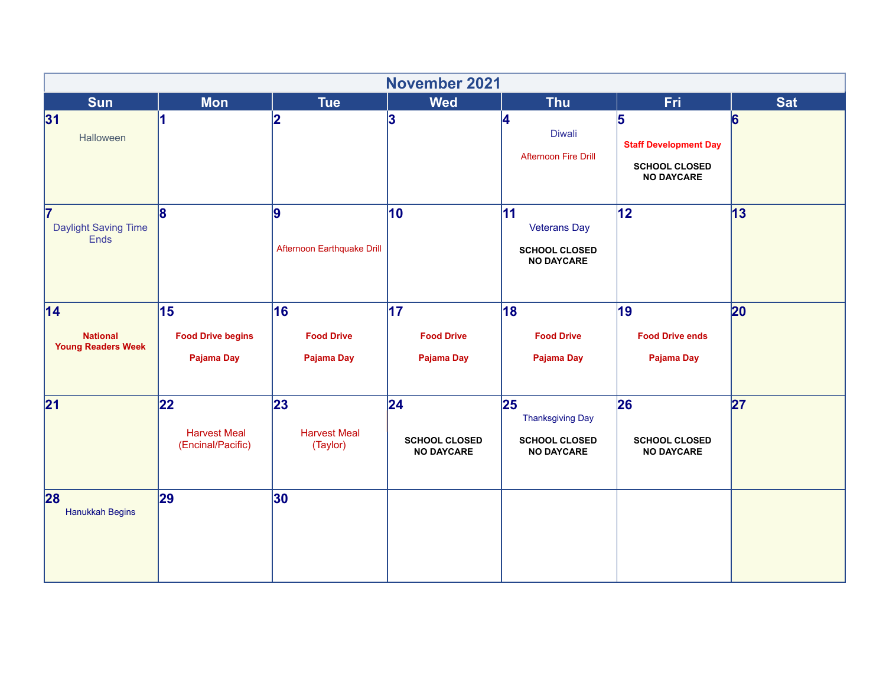# November 2021

| Sun | Mon | Tue | Wed | Thu | Fri | Sat |
|---|---|---|---|---|---|---|
| **31** Halloween | **1** | **2** | **3** | **4** Diwali<br>Afternoon Fire Drill | **5** **Staff Development Day**<br>**SCHOOL CLOSED NO DAYCARE** | **6** |
| **7** Daylight Saving Time Ends | **8** | **9** Afternoon Earthquake Drill | **10** | **11** Veterans Day<br>**SCHOOL CLOSED NO DAYCARE** | **12** | **13** |
| **14** **National Young Readers Week** | **15** **Food Drive begins**<br>**Pajama Day** | **16** **Food Drive**<br>**Pajama Day** | **17** **Food Drive**<br>**Pajama Day** | **18** **Food Drive**<br>**Pajama Day** | **19** **Food Drive ends**<br>**Pajama Day** | **20** |
| **21** | **22** Harvest Meal (Encinal/Pacific) | **23** Harvest Meal (Taylor) | **24** **SCHOOL CLOSED NO DAYCARE** | **25** Thanksgiving Day<br>**SCHOOL CLOSED NO DAYCARE** | **26** **SCHOOL CLOSED NO DAYCARE** | **27** |
| **28** Hanukkah Begins | **29** | **30** | | | | |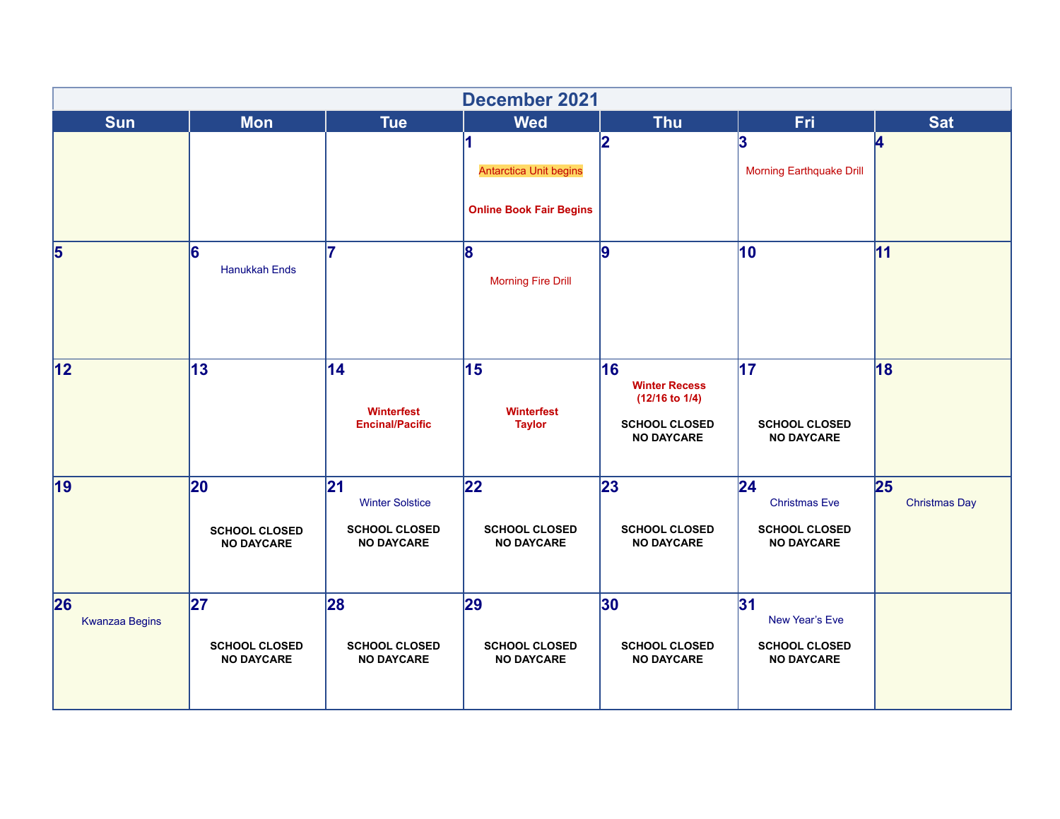# December 2021

| Sun | Mon | Tue | Wed | Thu | Fri | Sat |
| --- | --- | --- | --- | --- | --- | --- |
| | | | **1** Antarctica Unit begins **Online Book Fair Begins** | **2** | **3** Morning Earthquake Drill | **4** |
| **5** | **6** Hanukkah Ends | **7** | **8** Morning Fire Drill | **9** | **10** | **11** |
| **12** | **13** | **14** **Winterfest Encinal/Pacific** | **15** **Winterfest Taylor** | **16** **Winter Recess (12/16 to 1/4)** **SCHOOL CLOSED NO DAYCARE** | **17** **SCHOOL CLOSED NO DAYCARE** | **18** |
| **19** | **20** **SCHOOL CLOSED NO DAYCARE** | **21** Winter Solstice **SCHOOL CLOSED NO DAYCARE** | **22** **SCHOOL CLOSED NO DAYCARE** | **23** **SCHOOL CLOSED NO DAYCARE** | **24** Christmas Eve **SCHOOL CLOSED NO DAYCARE** | **25** Christmas Day |
| **26** Kwanzaa Begins | **27** **SCHOOL CLOSED NO DAYCARE** | **28** **SCHOOL CLOSED NO DAYCARE** | **29** **SCHOOL CLOSED NO DAYCARE** | **30** **SCHOOL CLOSED NO DAYCARE** | **31** New Year's Eve **SCHOOL CLOSED NO DAYCARE** | |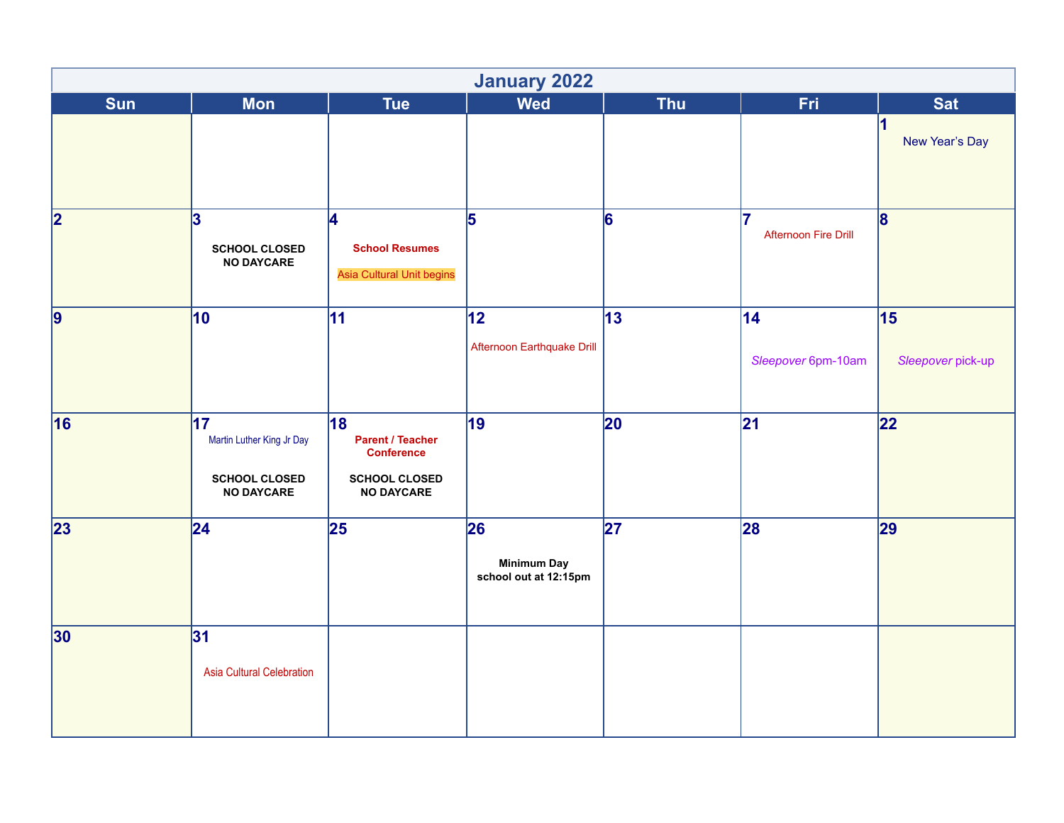# January 2022

| Sun | Mon | Tue | Wed | Thu | Fri | Sat |
|---|---|---|---|---|---|---|
| | | | | | | 1 New Year's Day |
| 2 | 3 **SCHOOL CLOSED NO DAYCARE** | 4 **School Resumes** Asia Cultural Unit begins | 5 | 6 | 7 Afternoon Fire Drill | 8 |
| 9 | 10 | 11 | 12 Afternoon Earthquake Drill | 13 | 14 *Sleepover* 6pm-10am | 15 *Sleepover* pick-up |
| 16 | 17 Martin Luther King Jr Day **SCHOOL CLOSED NO DAYCARE** | 18 **Parent / Teacher Conference** **SCHOOL CLOSED NO DAYCARE** | 19 | 20 | 21 | 22 |
| 23 | 24 | 25 | 26 **Minimum Day school out at 12:15pm** | 27 | 28 | 29 |
| 30 | 31 Asia Cultural Celebration | | | | | |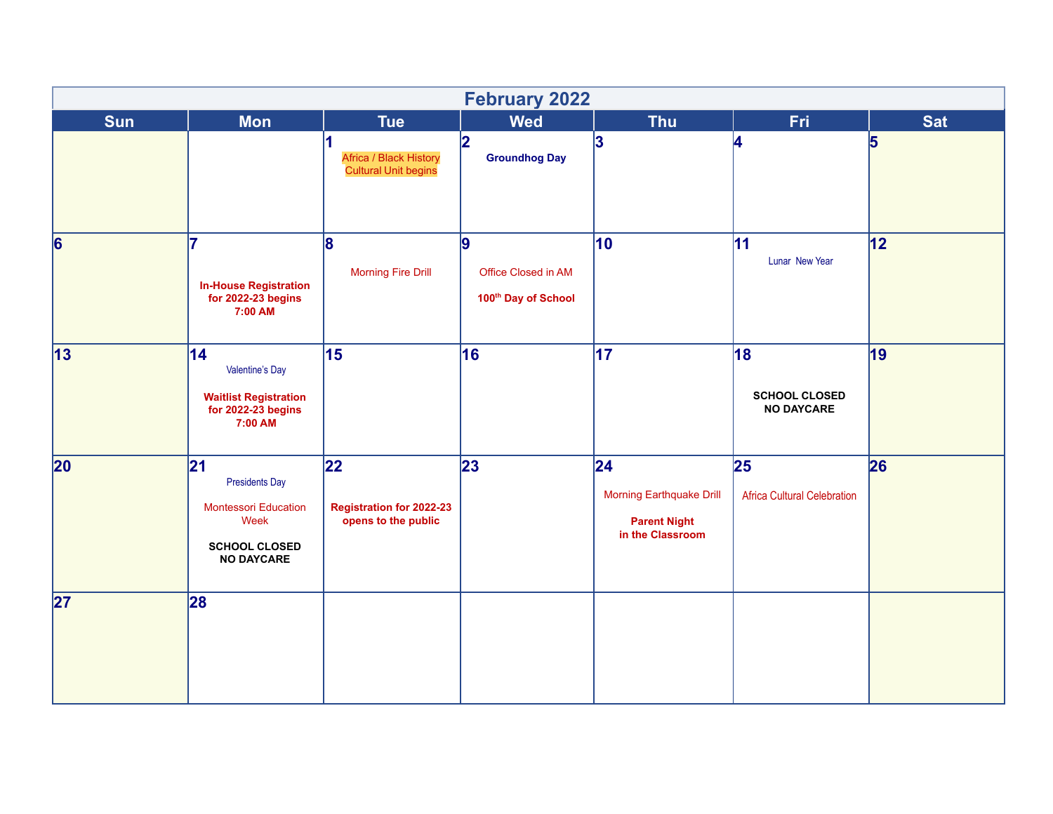# February 2022

| Sun | Mon | Tue | Wed | Thu | Fri | Sat |
|---|---|---|---|---|---|---|
| | | 1 Africa / Black History Cultural Unit begins | 2 **Groundhog Day** | 3 | 4 | 5 |
| 6 | 7 **In-House Registration for 2022-23 begins 7:00 AM** | 8 Morning Fire Drill | 9 Office Closed in AM<br>**100th Day of School** | 10 | 11 Lunar New Year | 12 |
| 13 | 14 Valentine's Day<br>**Waitlist Registration for 2022-23 begins 7:00 AM** | 15 | 16 | 17 | 18 **SCHOOL CLOSED NO DAYCARE** | 19 |
| 20 | 21 Presidents Day<br>Montessori Education Week<br>**SCHOOL CLOSED NO DAYCARE** | 22 **Registration for 2022-23 opens to the public** | 23 | 24 Morning Earthquake Drill<br>**Parent Night in the Classroom** | 25 Africa Cultural Celebration | 26 |
| 27 | 28 | | | | | |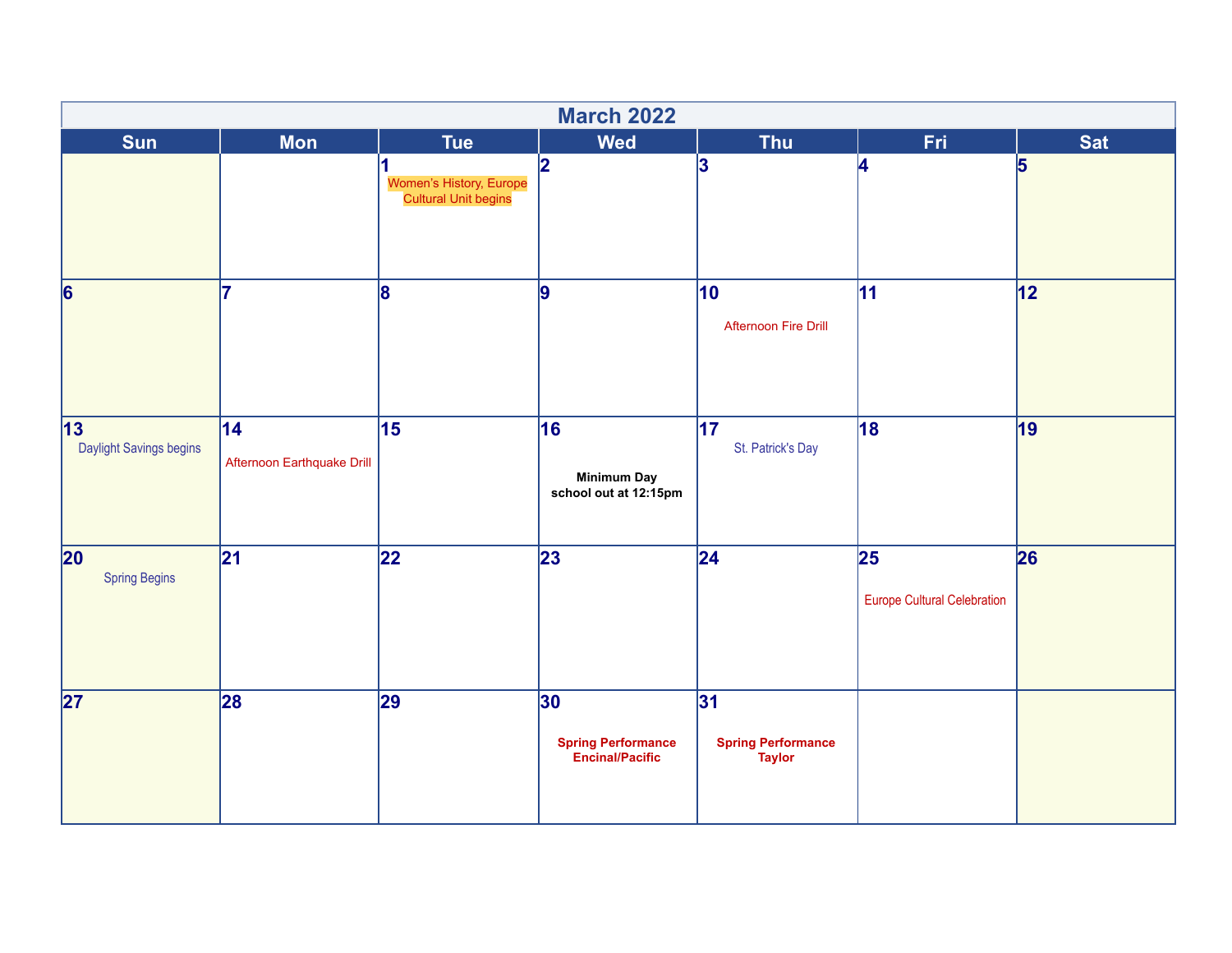# March 2022

| Sun | Mon | Tue | Wed | Thu | Fri | Sat |
|---|---|---|---|---|---|---|
| | | 1 Women's History, Europe Cultural Unit begins | 2 | 3 | 4 | 5 |
| 6 | 7 | 8 | 9 | 10 Afternoon Fire Drill | 11 | 12 |
| 13 Daylight Savings begins | 14 Afternoon Earthquake Drill | 15 | 16 **Minimum Day school out at 12:15pm** | 17 St. Patrick's Day | 18 | 19 |
| 20 Spring Begins | 21 | 22 | 23 | 24 | 25 Europe Cultural Celebration | 26 |
| 27 | 28 | 29 | 30 **Spring Performance Encinal/Pacific** | 31 **Spring Performance Taylor** | | |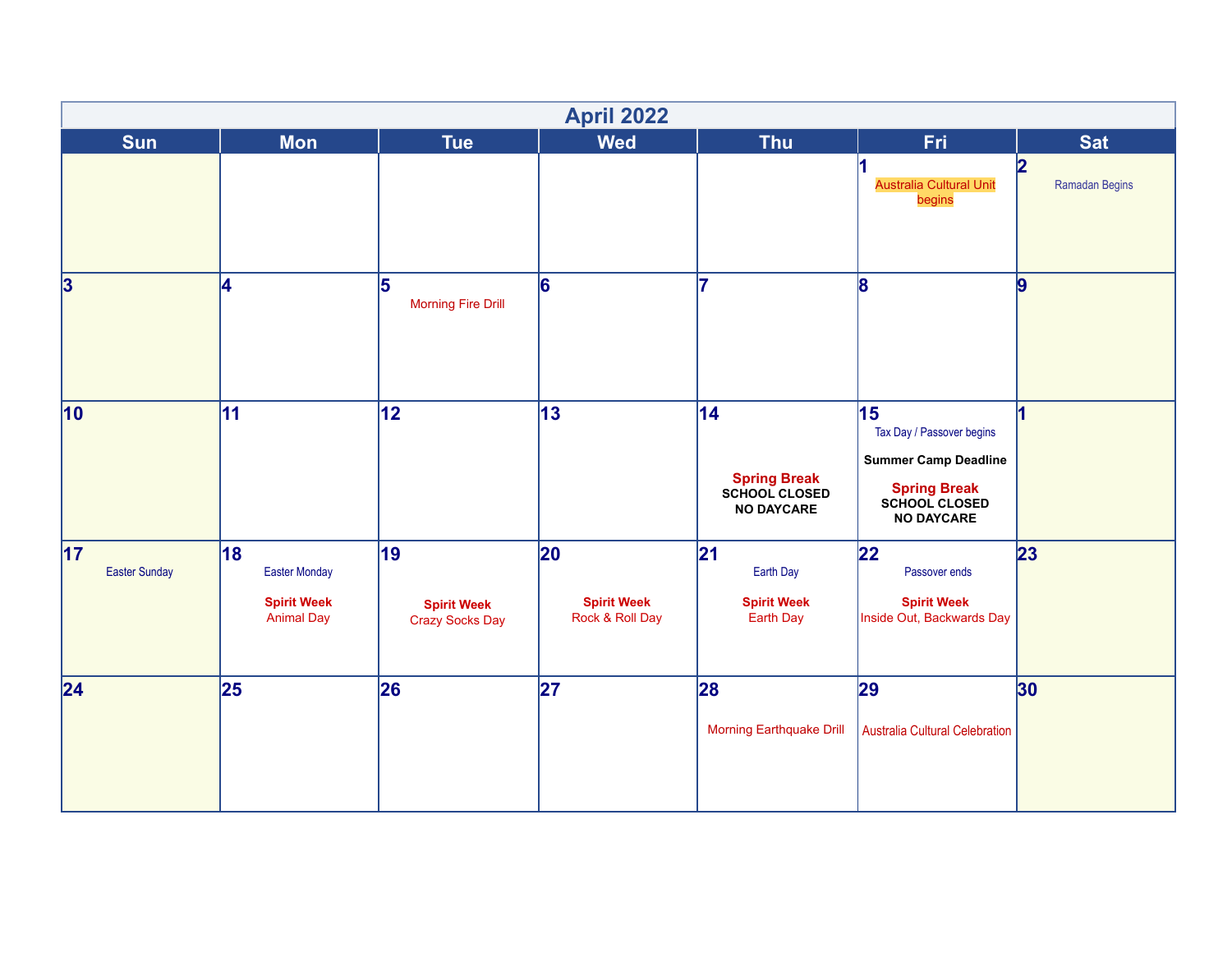# April 2022

| Sun | Mon | Tue | Wed | Thu | Fri | Sat |
|---|---|---|---|---|---|---|
| | | | | | **1** Australia Cultural Unit begins | **2** Ramadan Begins |
| **3** | **4** | **5** Morning Fire Drill | **6** | **7** | **8** | **9** |
| **10** | **11** | **12** | **13** | **14** **Spring Break** **SCHOOL CLOSED** **NO DAYCARE** | **15** Tax Day / Passover begins **Summer Camp Deadline** **Spring Break** **SCHOOL CLOSED** **NO DAYCARE** | **1** |
| **17** Easter Sunday | **18** Easter Monday **Spirit Week** Animal Day | **19** **Spirit Week** Crazy Socks Day | **20** **Spirit Week** Rock & Roll Day | **21** Earth Day **Spirit Week** Earth Day | **22** Passover ends **Spirit Week** Inside Out, Backwards Day | **23** |
| **24** | **25** | **26** | **27** | **28** Morning Earthquake Drill | **29** Australia Cultural Celebration | **30** |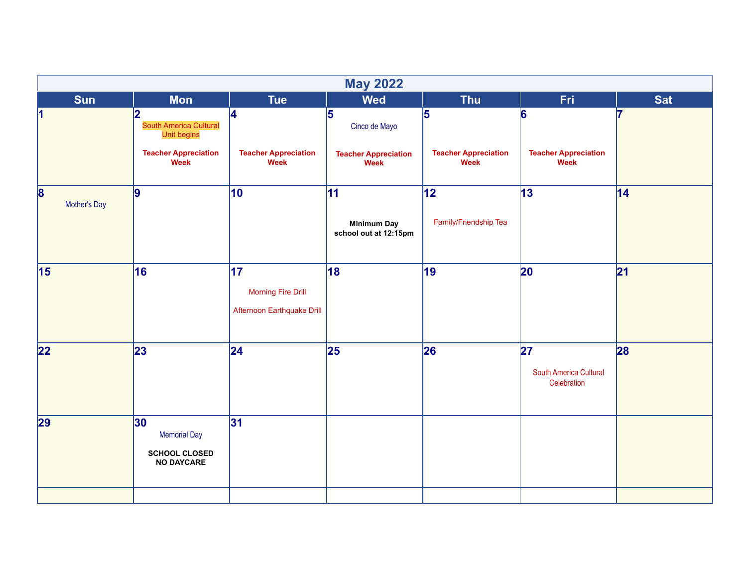# May 2022

| Sun | Mon | Tue | Wed | Thu | Fri | Sat |
|---|---|---|---|---|---|---|
| 1 | 2 South America Cultural Unit begins **Teacher Appreciation Week** | 4 **Teacher Appreciation Week** | 5 Cinco de Mayo **Teacher Appreciation Week** | 5 **Teacher Appreciation Week** | 6 **Teacher Appreciation Week** | 7 |
| 8 Mother's Day | 9 | 10 | 11 **Minimum Day school out at 12:15pm** | 12 Family/Friendship Tea | 13 | 14 |
| 15 | 16 | 17 Morning Fire Drill Afternoon Earthquake Drill | 18 | 19 | 20 | 21 |
| 22 | 23 | 24 | 25 | 26 | 27 South America Cultural Celebration | 28 |
| 29 | 30 Memorial Day **SCHOOL CLOSED NO DAYCARE** | 31 | | | | |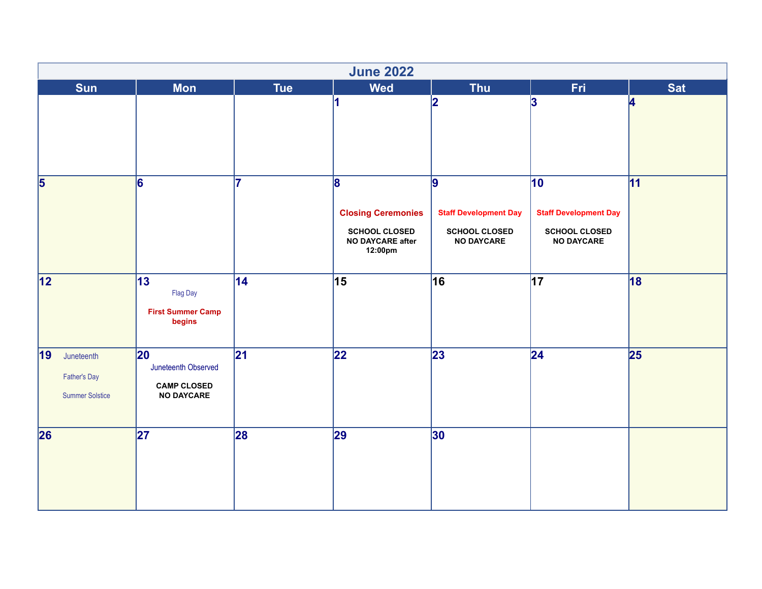# June 2022

| Sun | Mon | Tue | Wed | Thu | Fri | Sat |
| --- | --- | --- | --- | --- | --- | --- |
| | | | 1 | 2 | 3 | 4 |
| 5 | 6 | 7 | 8 Closing Ceremonies SCHOOL CLOSED NO DAYCARE after 12:00pm | 9 Staff Development Day SCHOOL CLOSED NO DAYCARE | 10 Staff Development Day SCHOOL CLOSED NO DAYCARE | 11 |
| 12 | 13 Flag Day First Summer Camp begins | 14 | 15 | 16 | 17 | 18 |
| 19 Juneteenth Father's Day Summer Solstice | 20 Juneteenth Observed CAMP CLOSED NO DAYCARE | 21 | 22 | 23 | 24 | 25 |
| 26 | 27 | 28 | 29 | 30 | | |